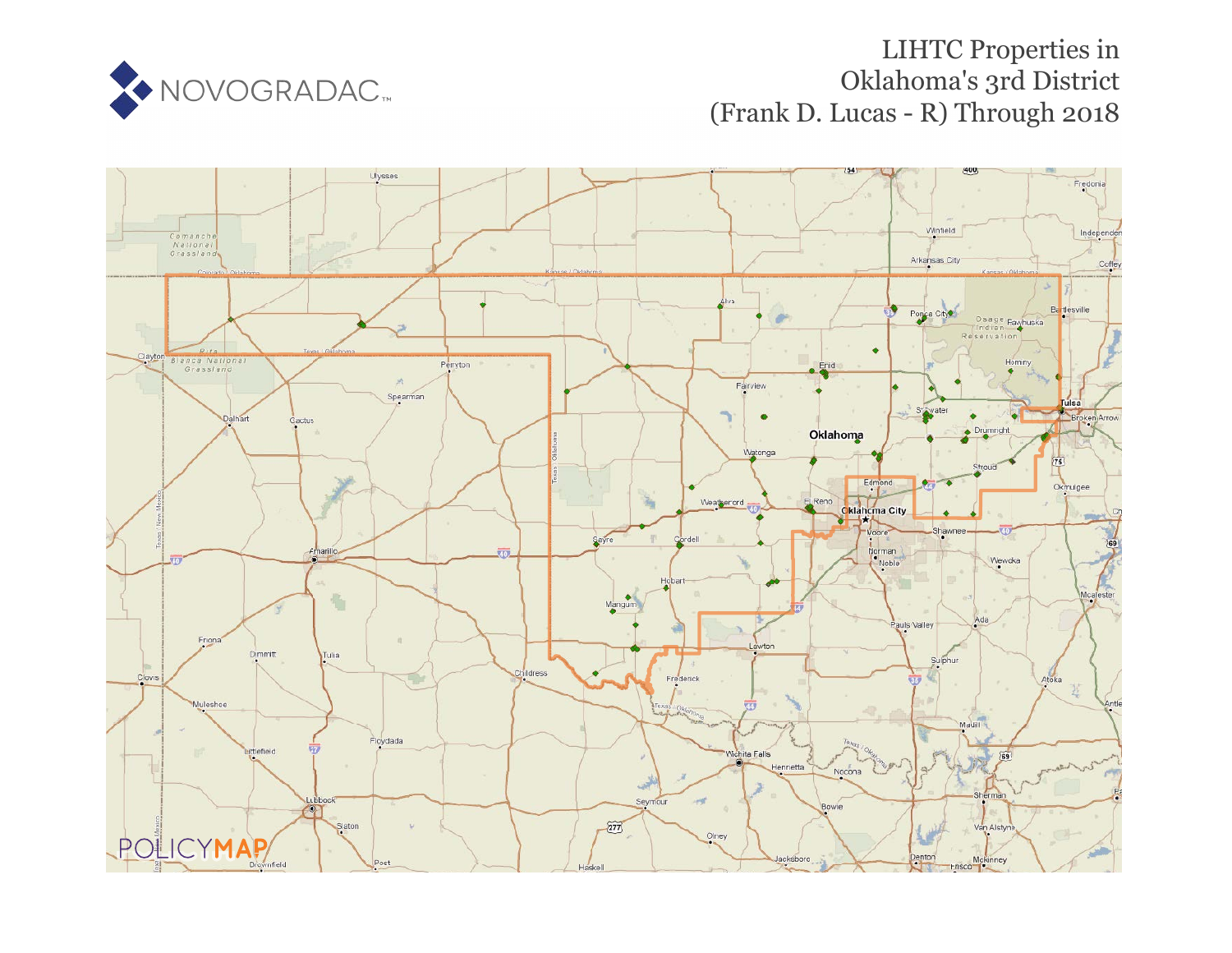NOVOGRADAC

# LIHTC Properties in Oklahoma's 3rd District (Frank D. Lucas - R) Through 2018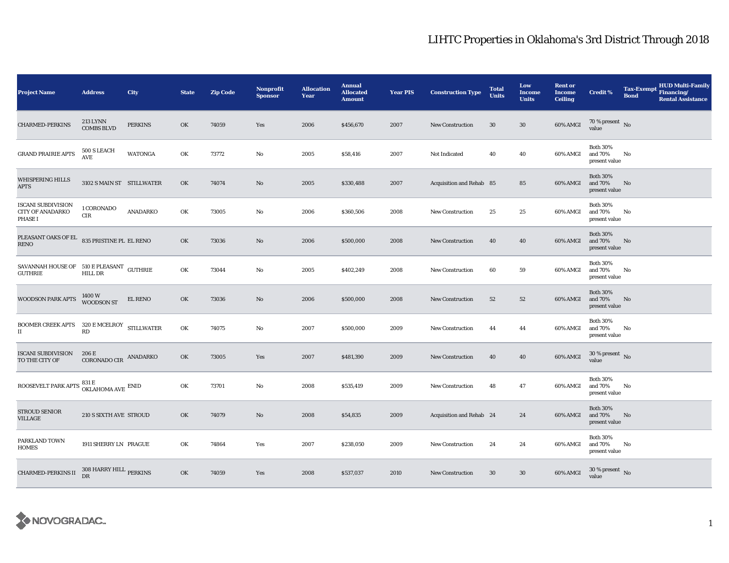# LIHTC Properties in Oklahoma's 3rd District Through 2018

| Project Name | Address | City | State | Zip Code | Nonprofit Sponsor | Allocation Year | Annual Allocated Amount | Year PIS | Construction Type | Total Units | Low Income Units | Rent or Income Ceiling | Credit % | Tax-Exempt Bond | HUD Multi-Family Financing/ Rental Assistance |
|---|---|---|---|---|---|---|---|---|---|---|---|---|---|---|---|
| CHARMED-PERKINS | 213 LYNN COMBS BLVD | PERKINS | OK | 74059 | Yes | 2006 | $456,670 | 2007 | New Construction | 30 | 30 | 60% AMGI | 70 % present value | No | |
| GRAND PRAIRIE APTS | 500 S LEACH AVE | WATONGA | OK | 73772 | No | 2005 | $58,416 | 2007 | Not Indicated | 40 | 40 | 60% AMGI | Both 30% and 70% present value | No | |
| WHISPERING HILLS APTS | 3102 S MAIN ST | STILLWATER | OK | 74074 | No | 2005 | $330,488 | 2007 | Acquisition and Rehab | 85 | 85 | 60% AMGI | Both 30% and 70% present value | No | |
| ISCANI SUBDIVISION CITY OF ANADARKO PHASE I | 1 CORONADO CIR | ANADARKO | OK | 73005 | No | 2006 | $360,506 | 2008 | New Construction | 25 | 25 | 60% AMGI | Both 30% and 70% present value | No | |
| PLEASANT OAKS OF EL RENO | 835 PRISTINE PL | EL RENO | OK | 73036 | No | 2006 | $500,000 | 2008 | New Construction | 40 | 40 | 60% AMGI | Both 30% and 70% present value | No | |
| SAVANNAH HOUSE OF GUTHRIE | 510 E PLEASANT HILL DR | GUTHRIE | OK | 73044 | No | 2005 | $402,249 | 2008 | New Construction | 60 | 59 | 60% AMGI | Both 30% and 70% present value | No | |
| WOODSON PARK APTS | 1400 W WOODSON ST | EL RENO | OK | 73036 | No | 2006 | $500,000 | 2008 | New Construction | 52 | 52 | 60% AMGI | Both 30% and 70% present value | No | |
| BOOMER CREEK APTS II | 320 E MCELROY RD | STILLWATER | OK | 74075 | No | 2007 | $500,000 | 2009 | New Construction | 44 | 44 | 60% AMGI | Both 30% and 70% present value | No | |
| ISCANI SUBDIVISION TO THE CITY OF | 206 E CORONADO CIR | ANADARKO | OK | 73005 | Yes | 2007 | $481,390 | 2009 | New Construction | 40 | 40 | 60% AMGI | 30 % present value | No | |
| ROOSEVELT PARK APTS | 831 E OKLAHOMA AVE | ENID | OK | 73701 | No | 2008 | $535,419 | 2009 | New Construction | 48 | 47 | 60% AMGI | Both 30% and 70% present value | No | |
| STROUD SENIOR VILLAGE | 210 S SIXTH AVE | STROUD | OK | 74079 | No | 2008 | $54,835 | 2009 | Acquisition and Rehab | 24 | 24 | 60% AMGI | Both 30% and 70% present value | No | |
| PARKLAND TOWN HOMES | 1911 SHERRY LN | PRAGUE | OK | 74864 | Yes | 2007 | $238,050 | 2009 | New Construction | 24 | 24 | 60% AMGI | Both 30% and 70% present value | No | |
| CHARMED-PERKINS II | 308 HARRY HILL DR | PERKINS | OK | 74059 | Yes | 2008 | $537,037 | 2010 | New Construction | 30 | 30 | 60% AMGI | 30 % present value | No | |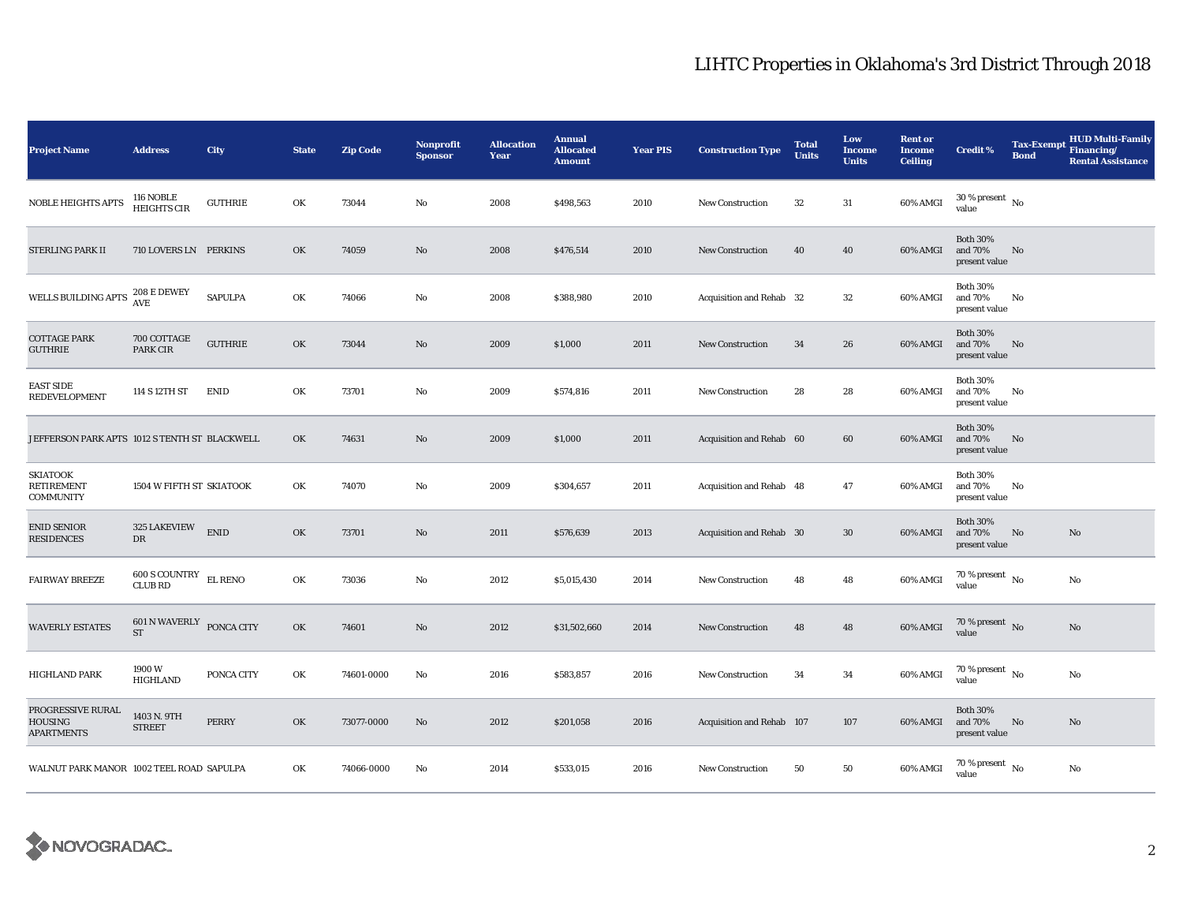# LIHTC Properties in Oklahoma's 3rd District Through 2018

| Project Name | Address | City | State | Zip Code | Nonprofit Sponsor | Allocation Year | Annual Allocated Amount | Year PIS | Construction Type | Total Units | Low Income Units | Rent or Income Ceiling | Credit % | Tax-Exempt Bond | HUD Multi-Family Financing/ Rental Assistance |
|---|---|---|---|---|---|---|---|---|---|---|---|---|---|---|---|
| NOBLE HEIGHTS APTS | 116 NOBLE HEIGHTS CIR | GUTHRIE | OK | 73044 | No | 2008 | $498,563 | 2010 | New Construction | 32 | 31 | 60% AMGI | 30 % present value | No | |
| STERLING PARK II | 710 LOVERS LN | PERKINS | OK | 74059 | No | 2008 | $476,514 | 2010 | New Construction | 40 | 40 | 60% AMGI | Both 30% and 70% present value | No | |
| WELLS BUILDING APTS | 208 E DEWEY AVE | SAPULPA | OK | 74066 | No | 2008 | $388,980 | 2010 | Acquisition and Rehab | 32 | 32 | 60% AMGI | Both 30% and 70% present value | No | |
| COTTAGE PARK GUTHRIE | 700 COTTAGE PARK CIR | GUTHRIE | OK | 73044 | No | 2009 | $1,000 | 2011 | New Construction | 34 | 26 | 60% AMGI | Both 30% and 70% present value | No | |
| EAST SIDE REDEVELOPMENT | 114 S 12TH ST | ENID | OK | 73701 | No | 2009 | $574,816 | 2011 | New Construction | 28 | 28 | 60% AMGI | Both 30% and 70% present value | No | |
| JEFFERSON PARK APTS | 1012 S TENTH ST | BLACKWELL | OK | 74631 | No | 2009 | $1,000 | 2011 | Acquisition and Rehab | 60 | 60 | 60% AMGI | Both 30% and 70% present value | No | |
| SKIATOOK RETIREMENT COMMUNITY | 1504 W FIFTH ST | SKIATOOK | OK | 74070 | No | 2009 | $304,657 | 2011 | Acquisition and Rehab | 48 | 47 | 60% AMGI | Both 30% and 70% present value | No | |
| ENID SENIOR RESIDENCES | 325 LAKEVIEW DR | ENID | OK | 73701 | No | 2011 | $576,639 | 2013 | Acquisition and Rehab | 30 | 30 | 60% AMGI | Both 30% and 70% present value | No | No |
| FAIRWAY BREEZE | 600 S COUNTRY CLUB RD | EL RENO | OK | 73036 | No | 2012 | $5,015,430 | 2014 | New Construction | 48 | 48 | 60% AMGI | 70 % present value | No | No |
| WAVERLY ESTATES | 601 N WAVERLY ST | PONCA CITY | OK | 74601 | No | 2012 | $31,502,660 | 2014 | New Construction | 48 | 48 | 60% AMGI | 70 % present value | No | No |
| HIGHLAND PARK | 1900 W HIGHLAND | PONCA CITY | OK | 74601-0000 | No | 2016 | $583,857 | 2016 | New Construction | 34 | 34 | 60% AMGI | 70 % present value | No | No |
| PROGRESSIVE RURAL HOUSING APARTMENTS | 1403 N. 9TH STREET | PERRY | OK | 73077-0000 | No | 2012 | $201,058 | 2016 | Acquisition and Rehab | 107 | 107 | 60% AMGI | Both 30% and 70% present value | No | No |
| WALNUT PARK MANOR | 1002 TEEL ROAD | SAPULPA | OK | 74066-0000 | No | 2014 | $533,015 | 2016 | New Construction | 50 | 50 | 60% AMGI | 70 % present value | No | No |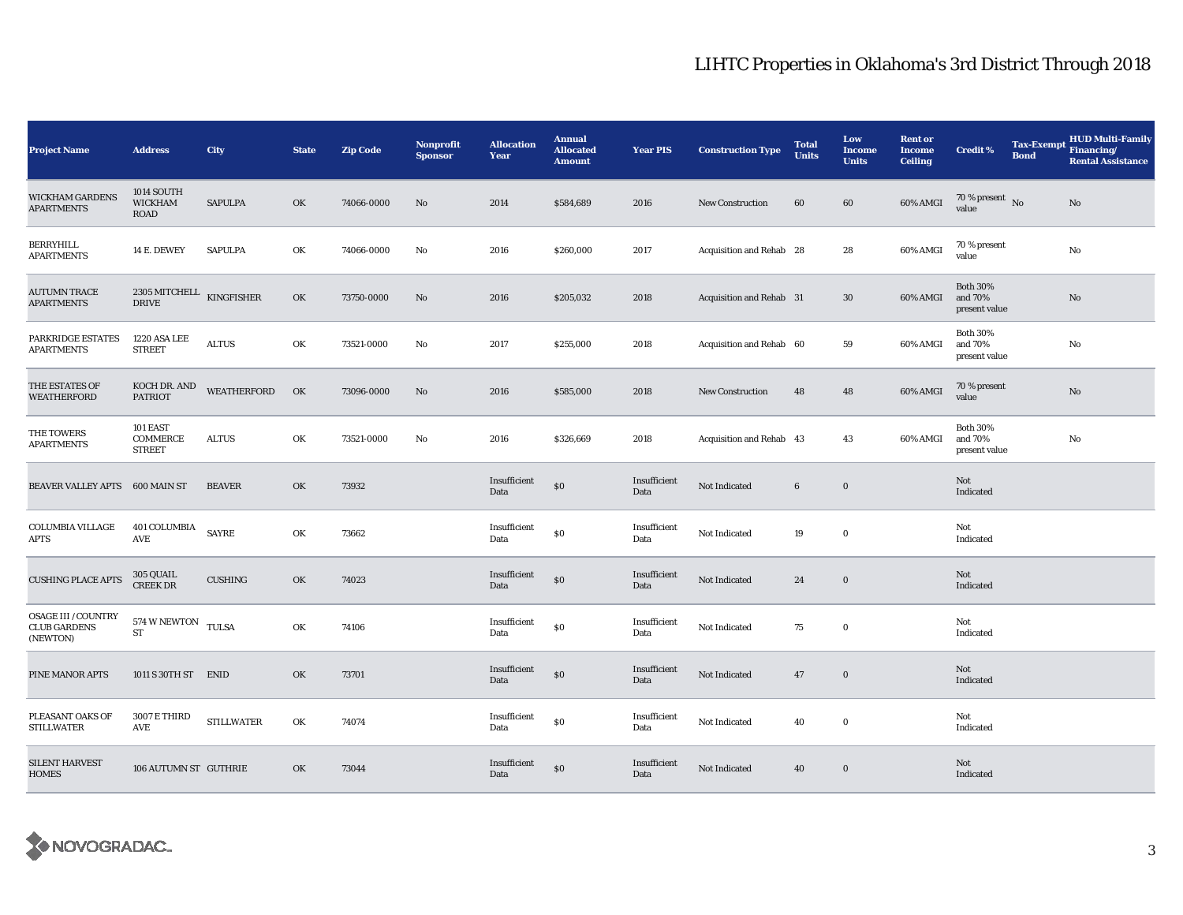# LIHTC Properties in Oklahoma's 3rd District Through 2018

| Project Name | Address | City | State | Zip Code | Nonprofit Sponsor | Allocation Year | Annual Allocated Amount | Year PIS | Construction Type | Total Units | Low Income Units | Rent or Income Ceiling | Credit % | Tax-Exempt Bond | HUD Multi-Family Financing/ Rental Assistance |
|---|---|---|---|---|---|---|---|---|---|---|---|---|---|---|---|
| WICKHAM GARDENS APARTMENTS | 1014 SOUTH WICKHAM ROAD | SAPULPA | OK | 74066-0000 | No | 2014 | $584,689 | 2016 | New Construction | 60 | 60 | 60% AMGI | 70 % present value | No | No |
| BERRYHILL APARTMENTS | 14 E. DEWEY | SAPULPA | OK | 74066-0000 | No | 2016 | $260,000 | 2017 | Acquisition and Rehab | 28 | 28 | 60% AMGI | 70 % present value | | No |
| AUTUMN TRACE APARTMENTS | 2305 MITCHELL DRIVE | KINGFISHER | OK | 73750-0000 | No | 2016 | $205,032 | 2018 | Acquisition and Rehab | 31 | 30 | 60% AMGI | Both 30% and 70% present value | | No |
| PARKRIDGE ESTATES APARTMENTS | 1220 ASA LEE STREET | ALTUS | OK | 73521-0000 | No | 2017 | $255,000 | 2018 | Acquisition and Rehab | 60 | 59 | 60% AMGI | Both 30% and 70% present value | | No |
| THE ESTATES OF WEATHERFORD | KOCH DR. AND PATRIOT | WEATHERFORD | OK | 73096-0000 | No | 2016 | $585,000 | 2018 | New Construction | 48 | 48 | 60% AMGI | 70 % present value | | No |
| THE TOWERS APARTMENTS | 101 EAST COMMERCE STREET | ALTUS | OK | 73521-0000 | No | 2016 | $326,669 | 2018 | Acquisition and Rehab | 43 | 43 | 60% AMGI | Both 30% and 70% present value | | No |
| BEAVER VALLEY APTS | 600 MAIN ST | BEAVER | OK | 73932 | | Insufficient Data | $0 | Insufficient Data | Not Indicated | 6 | 0 | | Not Indicated | | |
| COLUMBIA VILLAGE APTS | 401 COLUMBIA AVE | SAYRE | OK | 73662 | | Insufficient Data | $0 | Insufficient Data | Not Indicated | 19 | 0 | | Not Indicated | | |
| CUSHING PLACE APTS | 305 QUAIL CREEK DR | CUSHING | OK | 74023 | | Insufficient Data | $0 | Insufficient Data | Not Indicated | 24 | 0 | | Not Indicated | | |
| OSAGE III / COUNTRY CLUB GARDENS (NEWTON) | 574 W NEWTON ST | TULSA | OK | 74106 | | Insufficient Data | $0 | Insufficient Data | Not Indicated | 75 | 0 | | Not Indicated | | |
| PINE MANOR APTS | 1011 S 30TH ST | ENID | OK | 73701 | | Insufficient Data | $0 | Insufficient Data | Not Indicated | 47 | 0 | | Not Indicated | | |
| PLEASANT OAKS OF STILLWATER | 3007 E THIRD AVE | STILLWATER | OK | 74074 | | Insufficient Data | $0 | Insufficient Data | Not Indicated | 40 | 0 | | Not Indicated | | |
| SILENT HARVEST HOMES | 106 AUTUMN ST | GUTHRIE | OK | 73044 | | Insufficient Data | $0 | Insufficient Data | Not Indicated | 40 | 0 | | Not Indicated | | |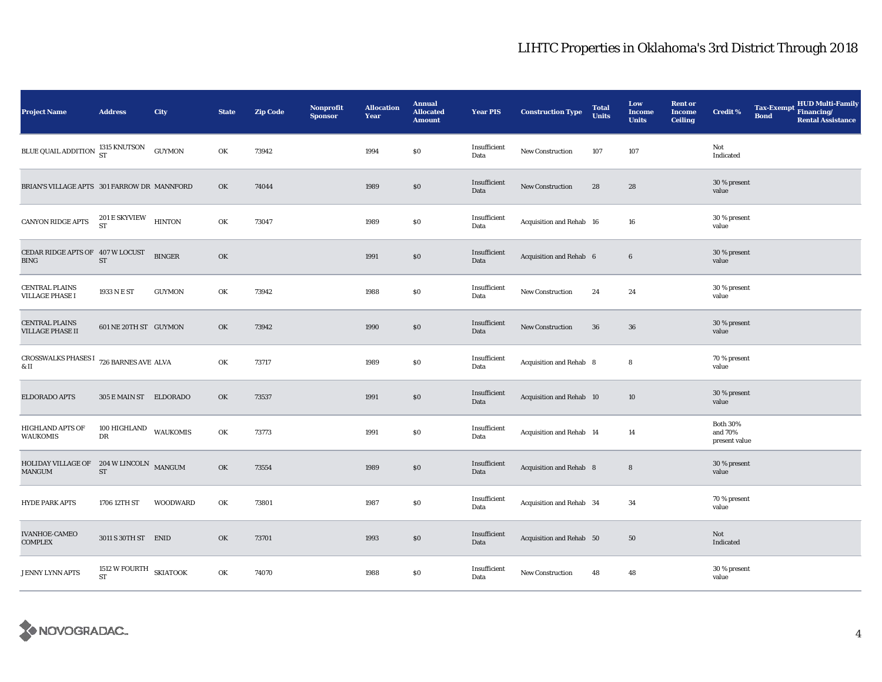# LIHTC Properties in Oklahoma's 3rd District Through 2018

| Project Name | Address | City | State | Zip Code | Nonprofit Sponsor | Allocation Year | Annual Allocated Amount | Year PIS | Construction Type | Total Units | Low Income Units | Rent or Income Ceiling | Credit % | Tax-Exempt Bond | HUD Multi-Family Financing/ Rental Assistance |
|---|---|---|---|---|---|---|---|---|---|---|---|---|---|---|---|
| BLUE QUAIL ADDITION | 1315 KNUTSON ST | GUYMON | OK | 73942 | | 1994 | $0 | Insufficient Data | New Construction | 107 | 107 | | Not Indicated | | |
| BRIAN'S VILLAGE APTS | 301 FARROW DR | MANNFORD | OK | 74044 | | 1989 | $0 | Insufficient Data | New Construction | 28 | 28 | | 30 % present value | | |
| CANYON RIDGE APTS | 201 E SKYVIEW ST | HINTON | OK | 73047 | | 1989 | $0 | Insufficient Data | Acquisition and Rehab | 16 | 16 | | 30 % present value | | |
| CEDAR RIDGE APTS OF BING | 407 W LOCUST ST | BINGER | OK | | | 1991 | $0 | Insufficient Data | Acquisition and Rehab | 6 | 6 | | 30 % present value | | |
| CENTRAL PLAINS VILLAGE PHASE I | 1933 N E ST | GUYMON | OK | 73942 | | 1988 | $0 | Insufficient Data | New Construction | 24 | 24 | | 30 % present value | | |
| CENTRAL PLAINS VILLAGE PHASE II | 601 NE 20TH ST | GUYMON | OK | 73942 | | 1990 | $0 | Insufficient Data | New Construction | 36 | 36 | | 30 % present value | | |
| CROSSWALKS PHASES I & II | 726 BARNES AVE | ALVA | OK | 73717 | | 1989 | $0 | Insufficient Data | Acquisition and Rehab | 8 | 8 | | 70 % present value | | |
| ELDORADO APTS | 305 E MAIN ST | ELDORADO | OK | 73537 | | 1991 | $0 | Insufficient Data | Acquisition and Rehab | 10 | 10 | | 30 % present value | | |
| HIGHLAND APTS OF WAUKOMIS | 100 HIGHLAND DR | WAUKOMIS | OK | 73773 | | 1991 | $0 | Insufficient Data | Acquisition and Rehab | 14 | 14 | | Both 30% and 70% present value | | |
| HOLIDAY VILLAGE OF MANGUM | 204 W LINCOLN ST | MANGUM | OK | 73554 | | 1989 | $0 | Insufficient Data | Acquisition and Rehab | 8 | 8 | | 30 % present value | | |
| HYDE PARK APTS | 1706 12TH ST | WOODWARD | OK | 73801 | | 1987 | $0 | Insufficient Data | Acquisition and Rehab | 34 | 34 | | 70 % present value | | |
| IVANHOE-CAMEO COMPLEX | 3011 S 30TH ST | ENID | OK | 73701 | | 1993 | $0 | Insufficient Data | Acquisition and Rehab | 50 | 50 | | Not Indicated | | |
| JENNY LYNN APTS | 1512 W FOURTH ST | SKIATOOK | OK | 74070 | | 1988 | $0 | Insufficient Data | New Construction | 48 | 48 | | 30 % present value | | |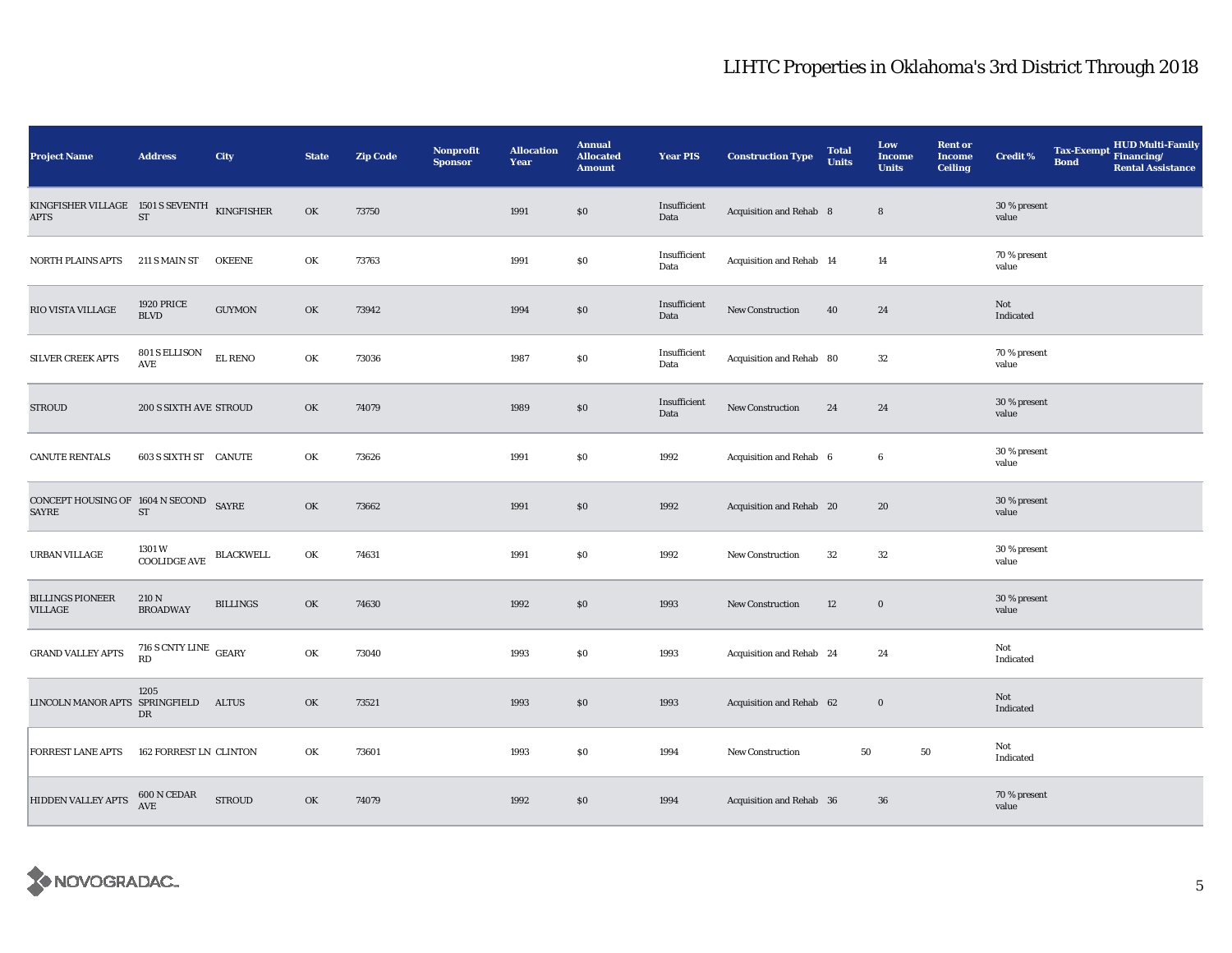# LIHTC Properties in Oklahoma's 3rd District Through 2018

| Project Name | Address | City | State | Zip Code | Nonprofit Sponsor | Allocation Year | Annual Allocated Amount | Year PIS | Construction Type | Total Units | Low Income Units | Rent or Income Ceiling | Credit % | Tax-Exempt Bond | HUD Multi-Family Financing/ Rental Assistance |
|---|---|---|---|---|---|---|---|---|---|---|---|---|---|---|---|
| KINGFISHER VILLAGE APTS | 1501 S SEVENTH ST | KINGFISHER | OK | 73750 | | 1991 | $0 | Insufficient Data | Acquisition and Rehab | 8 | 8 | | 30 % present value | | |
| NORTH PLAINS APTS | 211 S MAIN ST | OKEENE | OK | 73763 | | 1991 | $0 | Insufficient Data | Acquisition and Rehab | 14 | 14 | | 70 % present value | | |
| RIO VISTA VILLAGE | 1920 PRICE BLVD | GUYMON | OK | 73942 | | 1994 | $0 | Insufficient Data | New Construction | 40 | 24 | | Not Indicated | | |
| SILVER CREEK APTS | 801 S ELLISON AVE | EL RENO | OK | 73036 | | 1987 | $0 | Insufficient Data | Acquisition and Rehab | 80 | 32 | | 70 % present value | | |
| STROUD | 200 S SIXTH AVE | STROUD | OK | 74079 | | 1989 | $0 | Insufficient Data | New Construction | 24 | 24 | | 30 % present value | | |
| CANUTE RENTALS | 603 S SIXTH ST | CANUTE | OK | 73626 | | 1991 | $0 | 1992 | Acquisition and Rehab | 6 | 6 | | 30 % present value | | |
| CONCEPT HOUSING OF SAYRE | 1604 N SECOND ST | SAYRE | OK | 73662 | | 1991 | $0 | 1992 | Acquisition and Rehab | 20 | 20 | | 30 % present value | | |
| URBAN VILLAGE | 1301 W COOLIDGE AVE | BLACKWELL | OK | 74631 | | 1991 | $0 | 1992 | New Construction | 32 | 32 | | 30 % present value | | |
| BILLINGS PIONEER VILLAGE | 210 N BROADWAY | BILLINGS | OK | 74630 | | 1992 | $0 | 1993 | New Construction | 12 | 0 | | 30 % present value | | |
| GRAND VALLEY APTS | 716 S CNTY LINE RD | GEARY | OK | 73040 | | 1993 | $0 | 1993 | Acquisition and Rehab | 24 | 24 | | Not Indicated | | |
| LINCOLN MANOR APTS | 1205 SPRINGFIELD DR | ALTUS | OK | 73521 | | 1993 | $0 | 1993 | Acquisition and Rehab | 62 | 0 | | Not Indicated | | |
| FORREST LANE APTS | 162 FORREST LN | CLINTON | OK | 73601 | | 1993 | $0 | 1994 | New Construction | 50 | 50 | | Not Indicated | | |
| HIDDEN VALLEY APTS | 600 N CEDAR AVE | STROUD | OK | 74079 | | 1992 | $0 | 1994 | Acquisition and Rehab | 36 | 36 | | 70 % present value | | |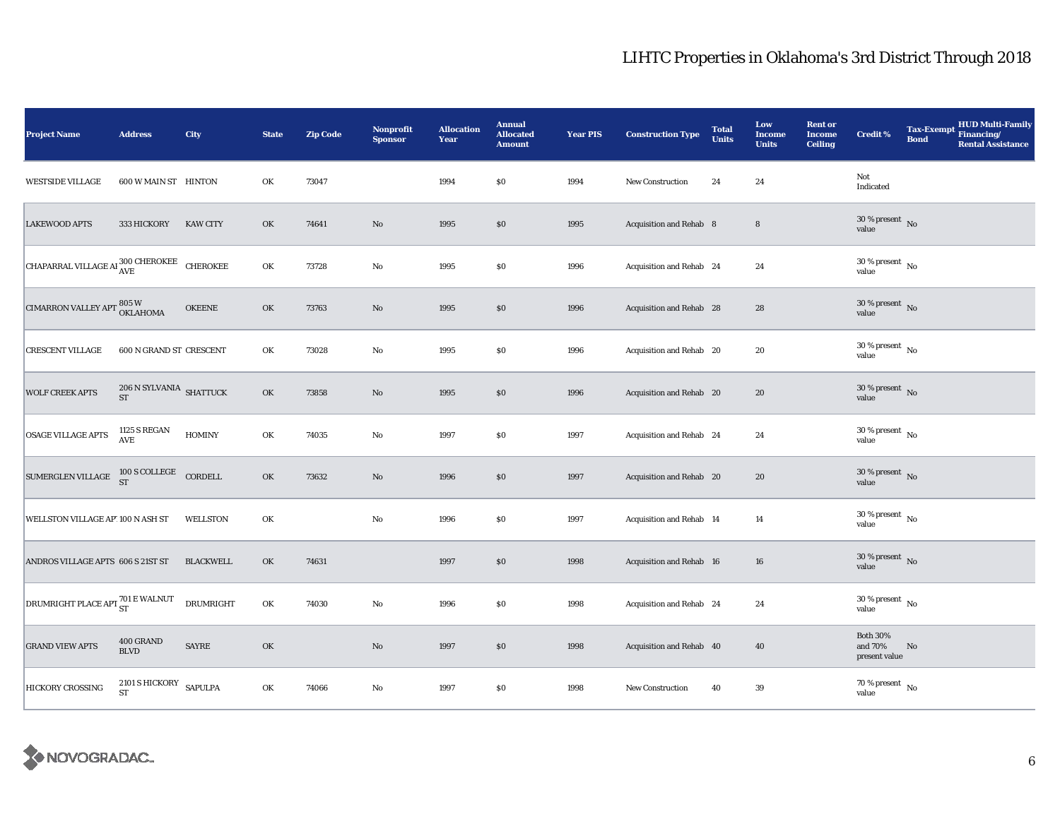# LIHTC Properties in Oklahoma's 3rd District Through 2018

| Project Name | Address | City | State | Zip Code | Nonprofit Sponsor | Allocation Year | Annual Allocated Amount | Year PIS | Construction Type | Total Units | Low Income Units | Rent or Income Ceiling | Credit % | Tax-Exempt Bond | HUD Multi-Family Financing/ Rental Assistance |
|---|---|---|---|---|---|---|---|---|---|---|---|---|---|---|---|
| WESTSIDE VILLAGE | 600 W MAIN ST | HINTON | OK | 73047 | | 1994 | $0 | 1994 | New Construction | 24 | 24 | | Not Indicated | | |
| LAKEWOOD APTS | 333 HICKORY | KAW CITY | OK | 74641 | No | 1995 | $0 | 1995 | Acquisition and Rehab | 8 | 8 | | 30 % present value | No | |
| CHAPARRAL VILLAGE AI | 300 CHEROKEE AVE | CHEROKEE | OK | 73728 | No | 1995 | $0 | 1996 | Acquisition and Rehab | 24 | 24 | | 30 % present value | No | |
| CIMARRON VALLEY APT | 805 W OKLAHOMA | OKEENE | OK | 73763 | No | 1995 | $0 | 1996 | Acquisition and Rehab | 28 | 28 | | 30 % present value | No | |
| CRESCENT VILLAGE | 600 N GRAND ST | CRESCENT | OK | 73028 | No | 1995 | $0 | 1996 | Acquisition and Rehab | 20 | 20 | | 30 % present value | No | |
| WOLF CREEK APTS | 206 N SYLVANIA ST | SHATTUCK | OK | 73858 | No | 1995 | $0 | 1996 | Acquisition and Rehab | 20 | 20 | | 30 % present value | No | |
| OSAGE VILLAGE APTS | 1125 S REGAN AVE | HOMINY | OK | 74035 | No | 1997 | $0 | 1997 | Acquisition and Rehab | 24 | 24 | | 30 % present value | No | |
| SUMERGLEN VILLAGE | 100 S COLLEGE ST | CORDELL | OK | 73632 | No | 1996 | $0 | 1997 | Acquisition and Rehab | 20 | 20 | | 30 % present value | No | |
| WELLSTON VILLAGE AP' | 100 N ASH ST | WELLSTON | OK | | No | 1996 | $0 | 1997 | Acquisition and Rehab | 14 | 14 | | 30 % present value | No | |
| ANDROS VILLAGE APTS | 606 S 21ST ST | BLACKWELL | OK | 74631 | | 1997 | $0 | 1998 | Acquisition and Rehab | 16 | 16 | | 30 % present value | No | |
| DRUMRIGHT PLACE APT | 701 E WALNUT ST | DRUMRIGHT | OK | 74030 | No | 1996 | $0 | 1998 | Acquisition and Rehab | 24 | 24 | | 30 % present value | No | |
| GRAND VIEW APTS | 400 GRAND BLVD | SAYRE | OK | | No | 1997 | $0 | 1998 | Acquisition and Rehab | 40 | 40 | | Both 30% and 70% present value | No | |
| HICKORY CROSSING | 2101 S HICKORY ST | SAPULPA | OK | 74066 | No | 1997 | $0 | 1998 | New Construction | 40 | 39 | | 70 % present value | No | |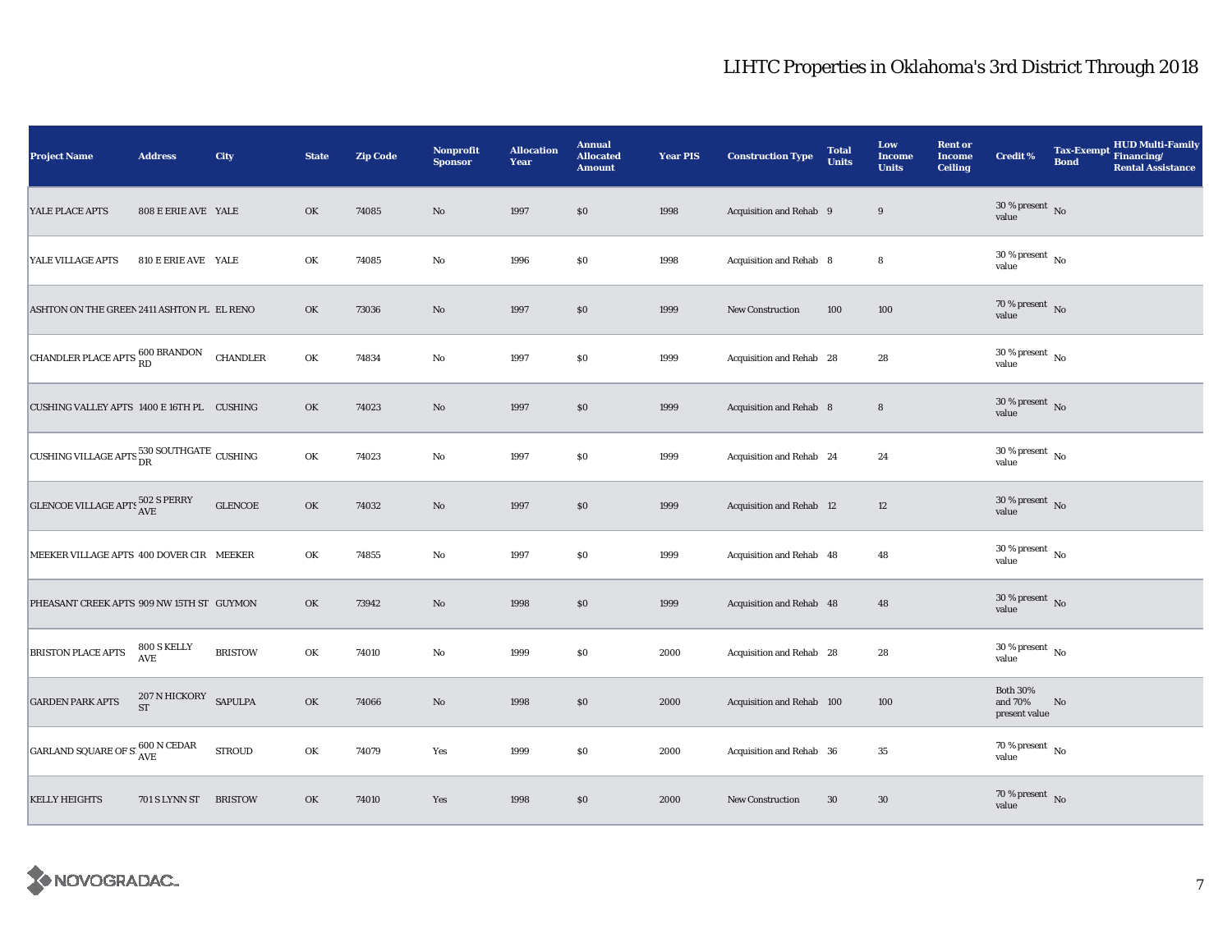## LIHTC Properties in Oklahoma's 3rd District Through 2018

| Project Name | Address | City | State | Zip Code | Nonprofit Sponsor | Allocation Year | Annual Allocated Amount | Year PIS | Construction Type | Total Units | Low Income Units | Rent or Income Ceiling | Credit % | Tax-Exempt Bond | HUD Multi-Family Financing/ Rental Assistance |
|---|---|---|---|---|---|---|---|---|---|---|---|---|---|---|---|
| YALE PLACE APTS | 808 E ERIE AVE | YALE | OK | 74085 | No | 1997 | $0 | 1998 | Acquisition and Rehab | 9 | 9 | | 30 % present value | No | |
| YALE VILLAGE APTS | 810 E ERIE AVE | YALE | OK | 74085 | No | 1996 | $0 | 1998 | Acquisition and Rehab | 8 | 8 | | 30 % present value | No | |
| ASHTON ON THE GREEN | 2411 ASHTON PL | EL RENO | OK | 73036 | No | 1997 | $0 | 1999 | New Construction | 100 | 100 | | 70 % present value | No | |
| CHANDLER PLACE APTS | 600 BRANDON RD | CHANDLER | OK | 74834 | No | 1997 | $0 | 1999 | Acquisition and Rehab | 28 | 28 | | 30 % present value | No | |
| CUSHING VALLEY APTS | 1400 E 16TH PL | CUSHING | OK | 74023 | No | 1997 | $0 | 1999 | Acquisition and Rehab | 8 | 8 | | 30 % present value | No | |
| CUSHING VILLAGE APTS | 530 SOUTHGATE DR | CUSHING | OK | 74023 | No | 1997 | $0 | 1999 | Acquisition and Rehab | 24 | 24 | | 30 % present value | No | |
| GLENCOE VILLAGE APTS | 502 S PERRY AVE | GLENCOE | OK | 74032 | No | 1997 | $0 | 1999 | Acquisition and Rehab | 12 | 12 | | 30 % present value | No | |
| MEEKER VILLAGE APTS | 400 DOVER CIR | MEEKER | OK | 74855 | No | 1997 | $0 | 1999 | Acquisition and Rehab | 48 | 48 | | 30 % present value | No | |
| PHEASANT CREEK APTS | 909 NW 15TH ST | GUYMON | OK | 73942 | No | 1998 | $0 | 1999 | Acquisition and Rehab | 48 | 48 | | 30 % present value | No | |
| BRISTON PLACE APTS | 800 S KELLY AVE | BRISTOW | OK | 74010 | No | 1999 | $0 | 2000 | Acquisition and Rehab | 28 | 28 | | 30 % present value | No | |
| GARDEN PARK APTS | 207 N HICKORY ST | SAPULPA | OK | 74066 | No | 1998 | $0 | 2000 | Acquisition and Rehab | 100 | 100 | | Both 30% and 70% present value | No | |
| GARLAND SQUARE OF ST | 600 N CEDAR AVE | STROUD | OK | 74079 | Yes | 1999 | $0 | 2000 | Acquisition and Rehab | 36 | 35 | | 70 % present value | No | |
| KELLY HEIGHTS | 701 S LYNN ST | BRISTOW | OK | 74010 | Yes | 1998 | $0 | 2000 | New Construction | 30 | 30 | | 70 % present value | No | |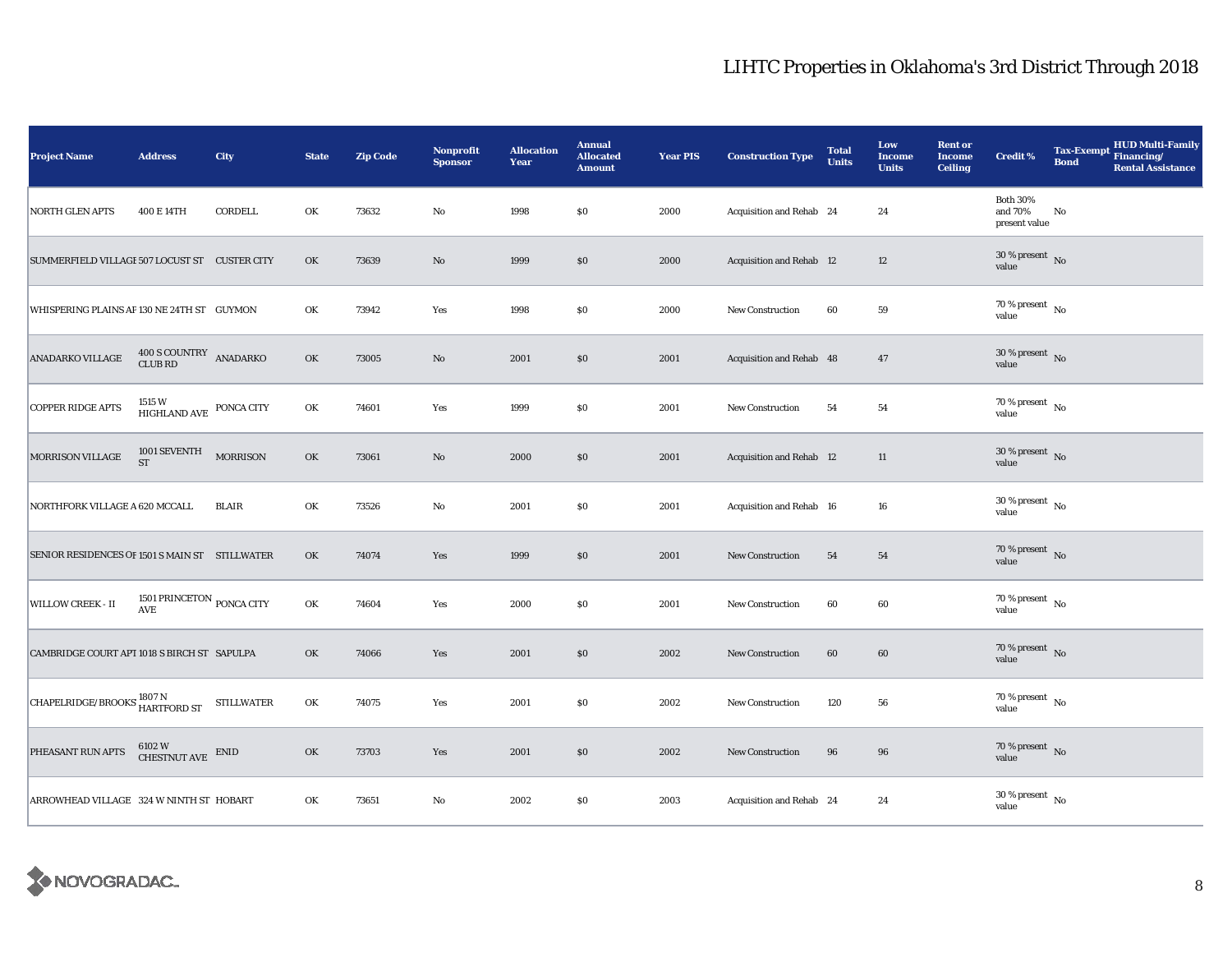# LIHTC Properties in Oklahoma's 3rd District Through 2018

| Project Name | Address | City | State | Zip Code | Nonprofit Sponsor | Allocation Year | Annual Allocated Amount | Year PIS | Construction Type | Total Units | Low Income Units | Rent or Income Ceiling | Credit % | Tax-Exempt Bond | HUD Multi-Family Financing/ Rental Assistance |
|---|---|---|---|---|---|---|---|---|---|---|---|---|---|---|---|
| NORTH GLEN APTS | 400 E 14TH | CORDELL | OK | 73632 | No | 1998 | $0 | 2000 | Acquisition and Rehab | 24 | 24 | | Both 30% and 70% present value | No | |
| SUMMERFIELD VILLAGE | 507 LOCUST ST | CUSTER CITY | OK | 73639 | No | 1999 | $0 | 2000 | Acquisition and Rehab | 12 | 12 | | 30 % present value | No | |
| WHISPERING PLAINS AP | 130 NE 24TH ST | GUYMON | OK | 73942 | Yes | 1998 | $0 | 2000 | New Construction | 60 | 59 | | 70 % present value | No | |
| ANADARKO VILLAGE | 400 S COUNTRY CLUB RD | ANADARKO | OK | 73005 | No | 2001 | $0 | 2001 | Acquisition and Rehab | 48 | 47 | | 30 % present value | No | |
| COPPER RIDGE APTS | 1515 W HIGHLAND AVE | PONCA CITY | OK | 74601 | Yes | 1999 | $0 | 2001 | New Construction | 54 | 54 | | 70 % present value | No | |
| MORRISON VILLAGE | 1001 SEVENTH ST | MORRISON | OK | 73061 | No | 2000 | $0 | 2001 | Acquisition and Rehab | 12 | 11 | | 30 % present value | No | |
| NORTHFORK VILLAGE A | 620 MCCALL | BLAIR | OK | 73526 | No | 2001 | $0 | 2001 | Acquisition and Rehab | 16 | 16 | | 30 % present value | No | |
| SENIOR RESIDENCES OF | 1501 S MAIN ST | STILLWATER | OK | 74074 | Yes | 1999 | $0 | 2001 | New Construction | 54 | 54 | | 70 % present value | No | |
| WILLOW CREEK - II | 1501 PRINCETON AVE | PONCA CITY | OK | 74604 | Yes | 2000 | $0 | 2001 | New Construction | 60 | 60 | | 70 % present value | No | |
| CAMBRIDGE COURT APT | 1018 S BIRCH ST | SAPULPA | OK | 74066 | Yes | 2001 | $0 | 2002 | New Construction | 60 | 60 | | 70 % present value | No | |
| CHAPELRIDGE/BROOKS | 1807 N HARTFORD ST | STILLWATER | OK | 74075 | Yes | 2001 | $0 | 2002 | New Construction | 120 | 56 | | 70 % present value | No | |
| PHEASANT RUN APTS | 6102 W CHESTNUT AVE | ENID | OK | 73703 | Yes | 2001 | $0 | 2002 | New Construction | 96 | 96 | | 70 % present value | No | |
| ARROWHEAD VILLAGE | 324 W NINTH ST | HOBART | OK | 73651 | No | 2002 | $0 | 2003 | Acquisition and Rehab | 24 | 24 | | 30 % present value | No | |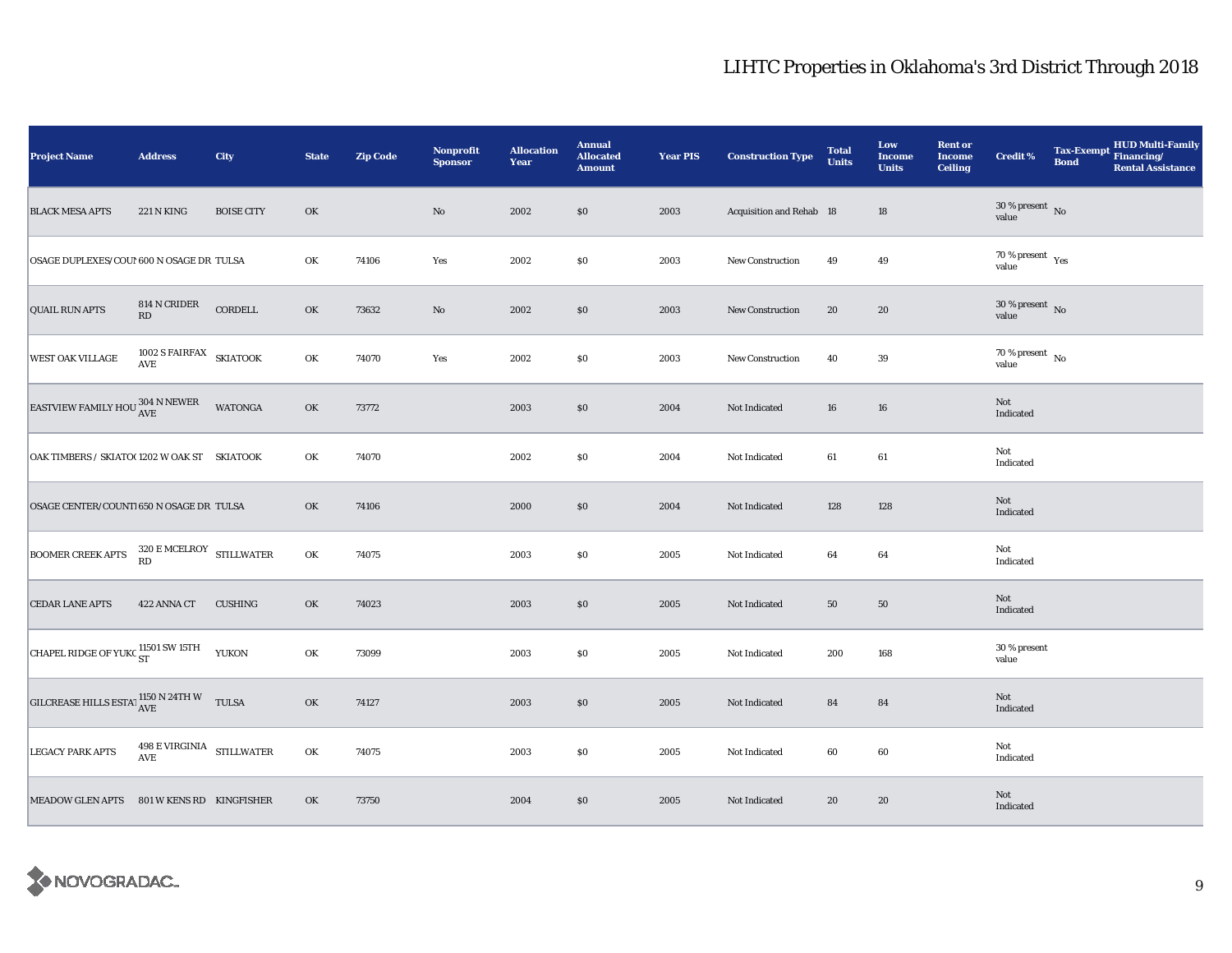# LIHTC Properties in Oklahoma's 3rd District Through 2018

| Project Name | Address | City | State | Zip Code | Nonprofit Sponsor | Allocation Year | Annual Allocated Amount | Year PIS | Construction Type | Total Units | Low Income Units | Rent or Income Ceiling | Credit % | Tax-Exempt Bond | HUD Multi-Family Financing/ Rental Assistance |
|---|---|---|---|---|---|---|---|---|---|---|---|---|---|---|---|
| BLACK MESA APTS | 221 N KING | BOISE CITY | OK | | No | 2002 | $0 | 2003 | Acquisition and Rehab | 18 | 18 | | 30 % present value | No | |
| OSAGE DUPLEXES/COUN | 600 N OSAGE DR | TULSA | OK | 74106 | Yes | 2002 | $0 | 2003 | New Construction | 49 | 49 | | 70 % present value | Yes | |
| QUAIL RUN APTS | 814 N CRIDER RD | CORDELL | OK | 73632 | No | 2002 | $0 | 2003 | New Construction | 20 | 20 | | 30 % present value | No | |
| WEST OAK VILLAGE | 1002 S FAIRFAX AVE | SKIATOOK | OK | 74070 | Yes | 2002 | $0 | 2003 | New Construction | 40 | 39 | | 70 % present value | No | |
| EASTVIEW FAMILY HOU | 304 N NEWER AVE | WATONGA | OK | 73772 | | 2003 | $0 | 2004 | Not Indicated | 16 | 16 | | Not Indicated | | |
| OAK TIMBERS / SKIATO | 1202 W OAK ST | SKIATOOK | OK | 74070 | | 2002 | $0 | 2004 | Not Indicated | 61 | 61 | | Not Indicated | | |
| OSAGE CENTER/COUNT | 650 N OSAGE DR | TULSA | OK | 74106 | | 2000 | $0 | 2004 | Not Indicated | 128 | 128 | | Not Indicated | | |
| BOOMER CREEK APTS | 320 E MCELROY RD | STILLWATER | OK | 74075 | | 2003 | $0 | 2005 | Not Indicated | 64 | 64 | | Not Indicated | | |
| CEDAR LANE APTS | 422 ANNA CT | CUSHING | OK | 74023 | | 2003 | $0 | 2005 | Not Indicated | 50 | 50 | | Not Indicated | | |
| CHAPEL RIDGE OF YUKO | 11501 SW 15TH ST | YUKON | OK | 73099 | | 2003 | $0 | 2005 | Not Indicated | 200 | 168 | | 30 % present value | | |
| GILCREASE HILLS ESTAT | 1150 N 24TH W AVE | TULSA | OK | 74127 | | 2003 | $0 | 2005 | Not Indicated | 84 | 84 | | Not Indicated | | |
| LEGACY PARK APTS | 498 E VIRGINIA AVE | STILLWATER | OK | 74075 | | 2003 | $0 | 2005 | Not Indicated | 60 | 60 | | Not Indicated | | |
| MEADOW GLEN APTS | 801 W KENS RD | KINGFISHER | OK | 73750 | | 2004 | $0 | 2005 | Not Indicated | 20 | 20 | | Not Indicated | | |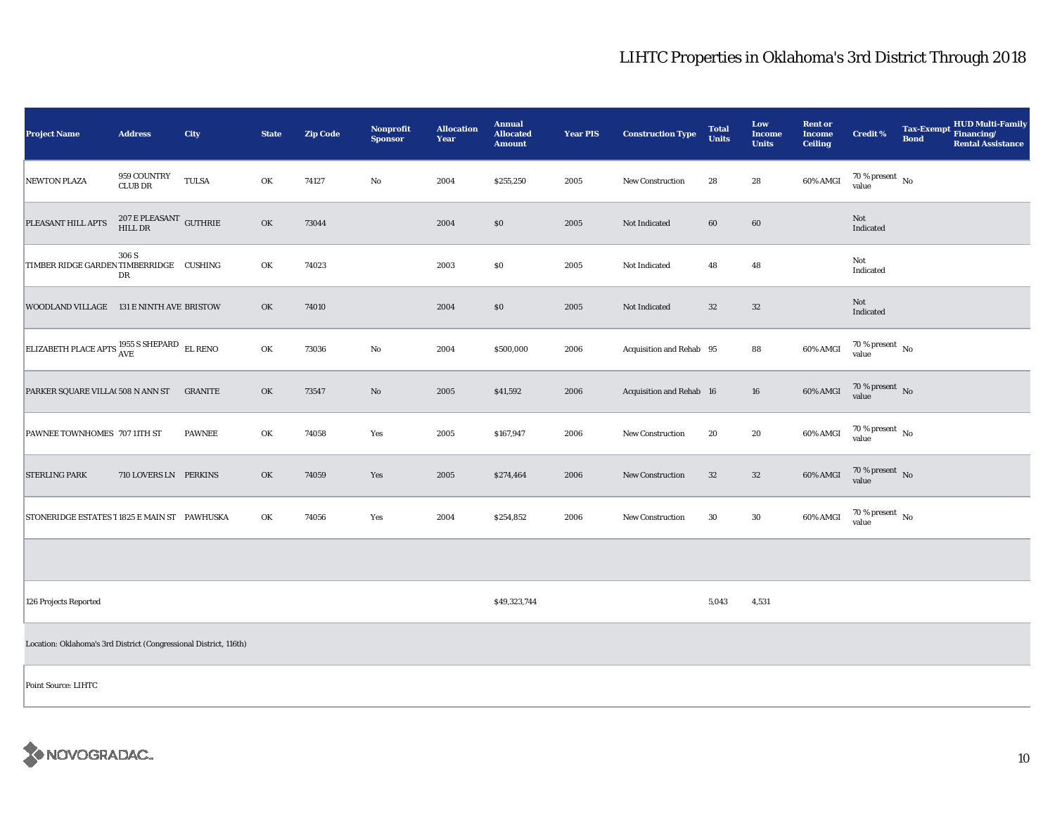# LIHTC Properties in Oklahoma's 3rd District Through 2018

| Project Name | Address | City | State | Zip Code | Nonprofit Sponsor | Allocation Year | Annual Allocated Amount | Year PIS | Construction Type | Total Units | Low Income Units | Rent or Income Ceiling | Credit % | Tax-Exempt Bond | HUD Multi-Family Financing/ Rental Assistance |
|---|---|---|---|---|---|---|---|---|---|---|---|---|---|---|---|
| NEWTON PLAZA | 959 COUNTRY CLUB DR | TULSA | OK | 74127 | No | 2004 | $255,250 | 2005 | New Construction | 28 | 28 | 60% AMGI | 70 % present value | No | |
| PLEASANT HILL APTS | 207 E PLEASANT HILL DR | GUTHRIE | OK | 73044 | | 2004 | $0 | 2005 | Not Indicated | 60 | 60 | | Not Indicated | | |
| TIMBER RIDGE GARDEN | 306 S TIMBERRIDGE DR | CUSHING | OK | 74023 | | 2003 | $0 | 2005 | Not Indicated | 48 | 48 | | Not Indicated | | |
| WOODLAND VILLAGE | 131 E NINTH AVE | BRISTOW | OK | 74010 | | 2004 | $0 | 2005 | Not Indicated | 32 | 32 | | Not Indicated | | |
| ELIZABETH PLACE APTS | 1955 S SHEPARD AVE | EL RENO | OK | 73036 | No | 2004 | $500,000 | 2006 | Acquisition and Rehab | 95 | 88 | 60% AMGI | 70 % present value | No | |
| PARKER SQUARE VILLA( | 508 N ANN ST | GRANITE | OK | 73547 | No | 2005 | $41,592 | 2006 | Acquisition and Rehab | 16 | 16 | 60% AMGI | 70 % present value | No | |
| PAWNEE TOWNHOMES | 707 11TH ST | PAWNEE | OK | 74058 | Yes | 2005 | $167,947 | 2006 | New Construction | 20 | 20 | 60% AMGI | 70 % present value | No | |
| STERLING PARK | 710 LOVERS LN | PERKINS | OK | 74059 | Yes | 2005 | $274,464 | 2006 | New Construction | 32 | 32 | 60% AMGI | 70 % present value | No | |
| STONERIDGE ESTATES T | 1825 E MAIN ST | PAWHUSKA | OK | 74056 | Yes | 2004 | $254,852 | 2006 | New Construction | 30 | 30 | 60% AMGI | 70 % present value | No | |
| | | | | | | | | | | | | | | | |
| 126 Projects Reported | | | | | | | $49,323,744 | | | 5,043 | 4,531 | | | | |

Location: Oklahoma's 3rd District (Congressional District, 116th)

Point Source: LIHTC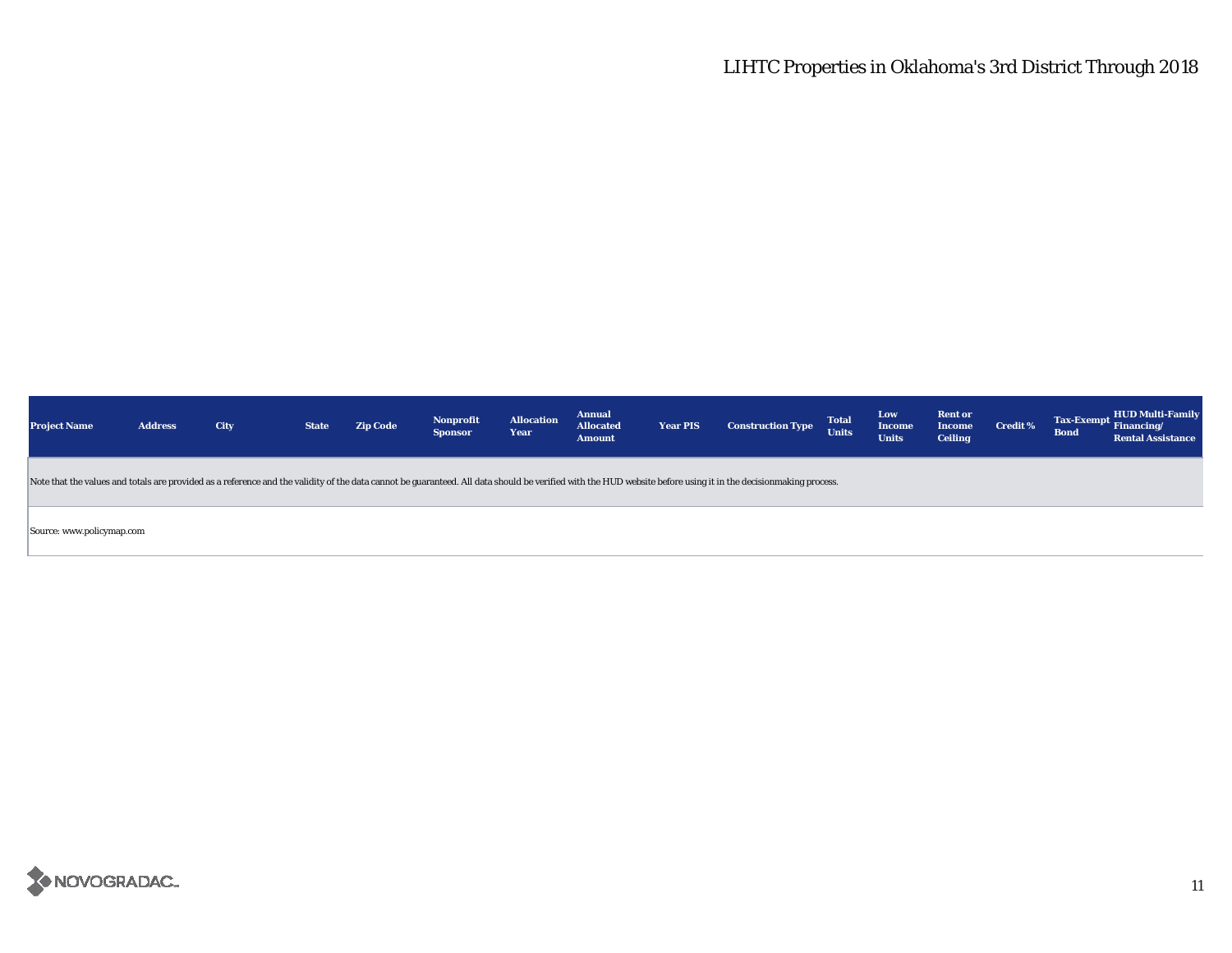# LIHTC Properties in Oklahoma's 3rd District Through 2018

| Project Name | Address | City | State | Zip Code | Nonprofit Sponsor | Allocation Year | Annual Allocated Amount | Year PIS | Construction Type | Total Units | Low Income Units | Rent or Income Ceiling | Credit % | Tax-Exempt Bond | HUD Multi-Family Financing/ Rental Assistance |
|---|---|---|---|---|---|---|---|---|---|---|---|---|---|---|---|

Note that the values and totals are provided as a reference and the validity of the data cannot be guaranteed. All data should be verified with the HUD website before using it in the decisionmaking process.

Source: www.policymap.com